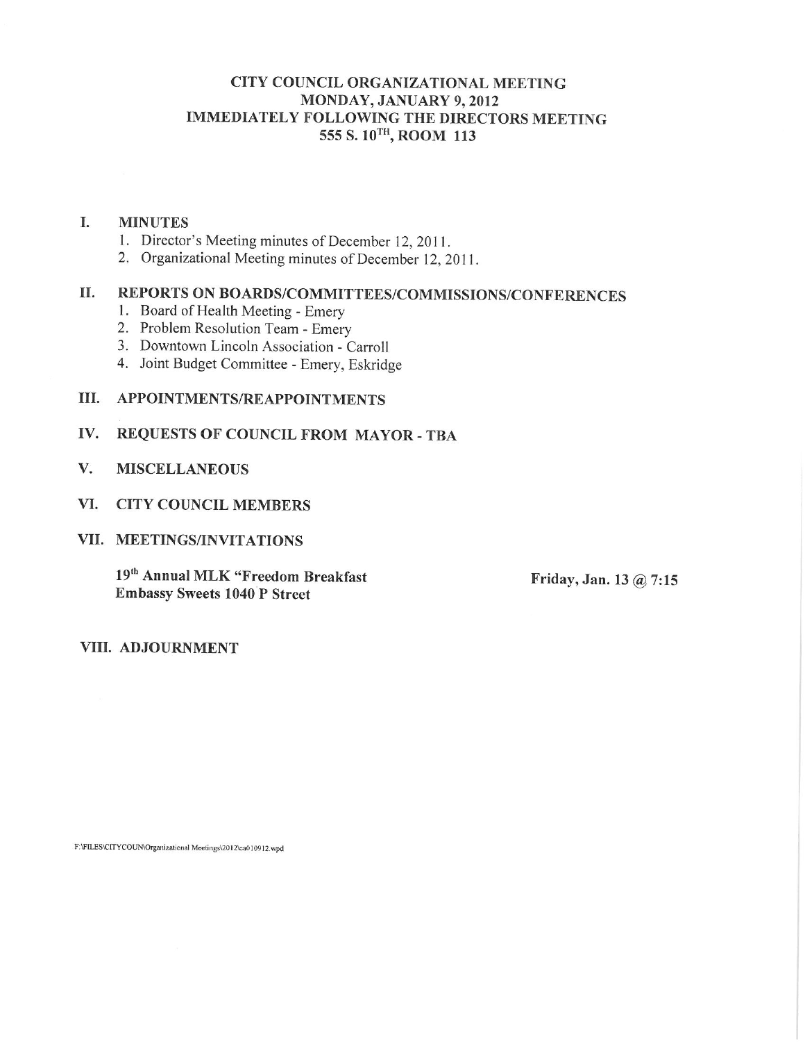# CITY COUNCIL ORGANIZATIONAL MEETING
## MONDAY, JANUARY 9, 2012
## IMMEDIATELY FOLLOWING THE DIRECTORS MEETING
## 555 S. 10TH, ROOM 113

**I. MINUTES**

1. Director's Meeting minutes of December 12, 2011.
2. Organizational Meeting minutes of December 12, 2011.

**II. REPORTS ON BOARDS/COMMITTEES/COMMISSIONS/CONFERENCES**

1. Board of Health Meeting - Emery
2. Problem Resolution Team - Emery
3. Downtown Lincoln Association - Carroll
4. Joint Budget Committee - Emery, Eskridge

**III. APPOINTMENTS/REAPPOINTMENTS**

**IV. REQUESTS OF COUNCIL FROM MAYOR - TBA**

**V. MISCELLANEOUS**

**VI. CITY COUNCIL MEMBERS**

**VII. MEETINGS/INVITATIONS**

**19th Annual MLK "Freedom Breakfast** — **Friday, Jan. 13 @ 7:15**
**Embassy Sweets 1040 P Street**

**VIII. ADJOURNMENT**

F:\FILES\CITYCOUN\Organizational Meetings\2012\ca010912.wpd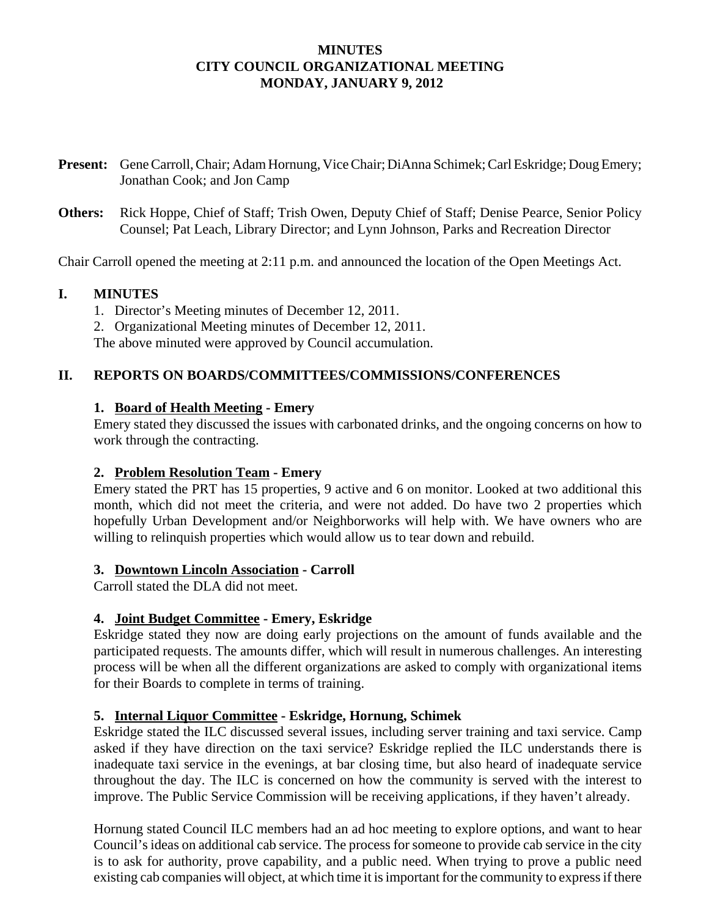# MINUTES
# CITY COUNCIL ORGANIZATIONAL MEETING
# MONDAY, JANUARY 9, 2012

**Present:** Gene Carroll, Chair; Adam Hornung, Vice Chair; DiAnna Schimek; Carl Eskridge; Doug Emery; Jonathan Cook; and Jon Camp

**Others:** Rick Hoppe, Chief of Staff; Trish Owen, Deputy Chief of Staff; Denise Pearce, Senior Policy Counsel; Pat Leach, Library Director; and Lynn Johnson, Parks and Recreation Director

Chair Carroll opened the meeting at 2:11 p.m. and announced the location of the Open Meetings Act.

## I. MINUTES

1. Director's Meeting minutes of December 12, 2011.
2. Organizational Meeting minutes of December 12, 2011.

The above minuted were approved by Council accumulation.

## II. REPORTS ON BOARDS/COMMITTEES/COMMISSIONS/CONFERENCES

### 1. Board of Health Meeting - Emery

Emery stated they discussed the issues with carbonated drinks, and the ongoing concerns on how to work through the contracting.

### 2. Problem Resolution Team - Emery

Emery stated the PRT has 15 properties, 9 active and 6 on monitor. Looked at two additional this month, which did not meet the criteria, and were not added. Do have two 2 properties which hopefully Urban Development and/or Neighborworks will help with. We have owners who are willing to relinquish properties which would allow us to tear down and rebuild.

### 3. Downtown Lincoln Association - Carroll

Carroll stated the DLA did not meet.

### 4. Joint Budget Committee - Emery, Eskridge

Eskridge stated they now are doing early projections on the amount of funds available and the participated requests. The amounts differ, which will result in numerous challenges. An interesting process will be when all the different organizations are asked to comply with organizational items for their Boards to complete in terms of training.

### 5. Internal Liquor Committee - Eskridge, Hornung, Schimek

Eskridge stated the ILC discussed several issues, including server training and taxi service. Camp asked if they have direction on the taxi service? Eskridge replied the ILC understands there is inadequate taxi service in the evenings, at bar closing time, but also heard of inadequate service throughout the day. The ILC is concerned on how the community is served with the interest to improve. The Public Service Commission will be receiving applications, if they haven't already.

Hornung stated Council ILC members had an ad hoc meeting to explore options, and want to hear Council's ideas on additional cab service. The process for someone to provide cab service in the city is to ask for authority, prove capability, and a public need. When trying to prove a public need existing cab companies will object, at which time it is important for the community to express if there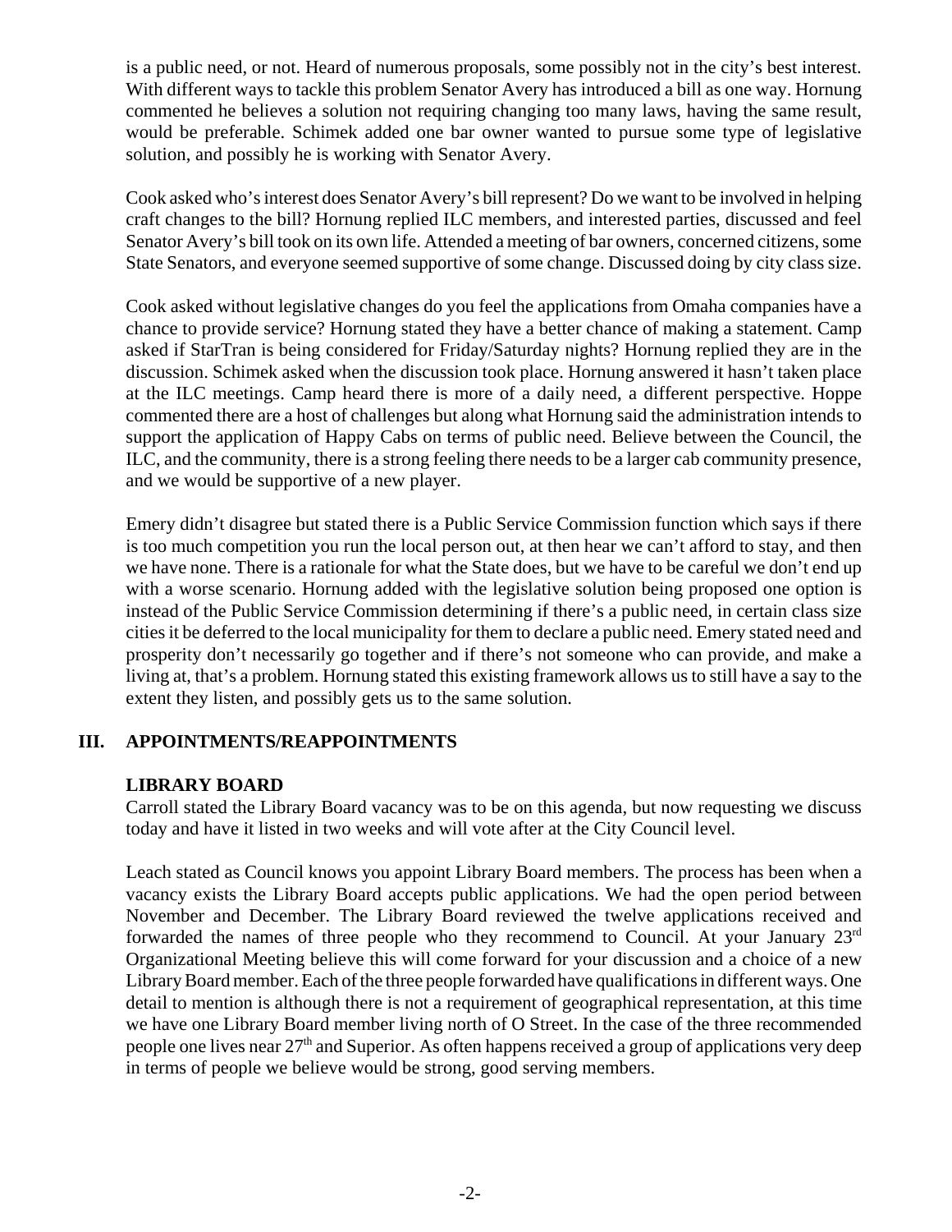is a public need, or not. Heard of numerous proposals, some possibly not in the city's best interest. With different ways to tackle this problem Senator Avery has introduced a bill as one way. Hornung commented he believes a solution not requiring changing too many laws, having the same result, would be preferable. Schimek added one bar owner wanted to pursue some type of legislative solution, and possibly he is working with Senator Avery.

Cook asked who's interest does Senator Avery's bill represent? Do we want to be involved in helping craft changes to the bill? Hornung replied ILC members, and interested parties, discussed and feel Senator Avery's bill took on its own life. Attended a meeting of bar owners, concerned citizens, some State Senators, and everyone seemed supportive of some change. Discussed doing by city class size.

Cook asked without legislative changes do you feel the applications from Omaha companies have a chance to provide service? Hornung stated they have a better chance of making a statement. Camp asked if StarTran is being considered for Friday/Saturday nights? Hornung replied they are in the discussion. Schimek asked when the discussion took place. Hornung answered it hasn't taken place at the ILC meetings. Camp heard there is more of a daily need, a different perspective. Hoppe commented there are a host of challenges but along what Hornung said the administration intends to support the application of Happy Cabs on terms of public need. Believe between the Council, the ILC, and the community, there is a strong feeling there needs to be a larger cab community presence, and we would be supportive of a new player.

Emery didn't disagree but stated there is a Public Service Commission function which says if there is too much competition you run the local person out, at then hear we can't afford to stay, and then we have none. There is a rationale for what the State does, but we have to be careful we don't end up with a worse scenario. Hornung added with the legislative solution being proposed one option is instead of the Public Service Commission determining if there's a public need, in certain class size cities it be deferred to the local municipality for them to declare a public need. Emery stated need and prosperity don't necessarily go together and if there's not someone who can provide, and make a living at, that's a problem. Hornung stated this existing framework allows us to still have a say to the extent they listen, and possibly gets us to the same solution.

## III. APPOINTMENTS/REAPPOINTMENTS

### LIBRARY BOARD

Carroll stated the Library Board vacancy was to be on this agenda, but now requesting we discuss today and have it listed in two weeks and will vote after at the City Council level.

Leach stated as Council knows you appoint Library Board members. The process has been when a vacancy exists the Library Board accepts public applications. We had the open period between November and December. The Library Board reviewed the twelve applications received and forwarded the names of three people who they recommend to Council. At your January 23rd Organizational Meeting believe this will come forward for your discussion and a choice of a new Library Board member. Each of the three people forwarded have qualifications in different ways. One detail to mention is although there is not a requirement of geographical representation, at this time we have one Library Board member living north of O Street. In the case of the three recommended people one lives near 27th and Superior. As often happens received a group of applications very deep in terms of people we believe would be strong, good serving members.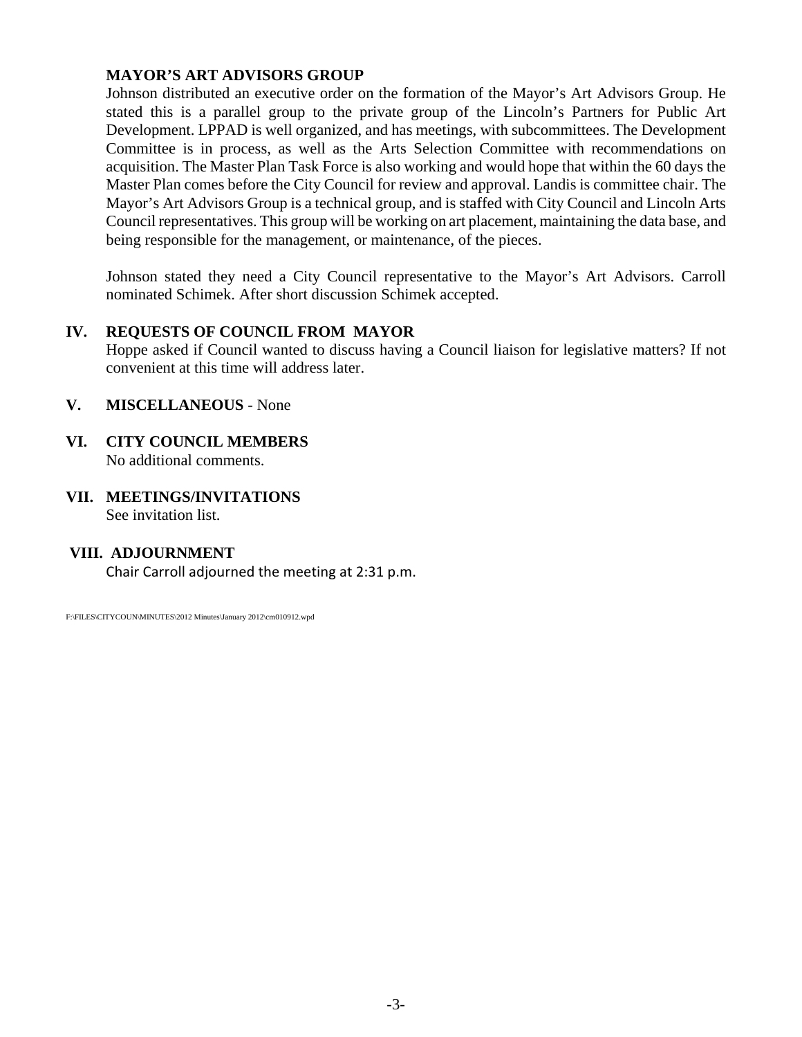**MAYOR'S ART ADVISORS GROUP**

Johnson distributed an executive order on the formation of the Mayor's Art Advisors Group. He stated this is a parallel group to the private group of the Lincoln's Partners for Public Art Development. LPPAD is well organized, and has meetings, with subcommittees. The Development Committee is in process, as well as the Arts Selection Committee with recommendations on acquisition. The Master Plan Task Force is also working and would hope that within the 60 days the Master Plan comes before the City Council for review and approval. Landis is committee chair. The Mayor's Art Advisors Group is a technical group, and is staffed with City Council and Lincoln Arts Council representatives. This group will be working on art placement, maintaining the data base, and being responsible for the management, or maintenance, of the pieces.

Johnson stated they need a City Council representative to the Mayor's Art Advisors. Carroll nominated Schimek. After short discussion Schimek accepted.

## IV. REQUESTS OF COUNCIL FROM MAYOR

Hoppe asked if Council wanted to discuss having a Council liaison for legislative matters? If not convenient at this time will address later.

## V. MISCELLANEOUS - None

## VI. CITY COUNCIL MEMBERS

No additional comments.

## VII. MEETINGS/INVITATIONS

See invitation list.

## VIII. ADJOURNMENT

Chair Carroll adjourned the meeting at 2:31 p.m.

F:\FILES\CITYCOUN\MINUTES\2012 Minutes\January 2012\cm010912.wpd